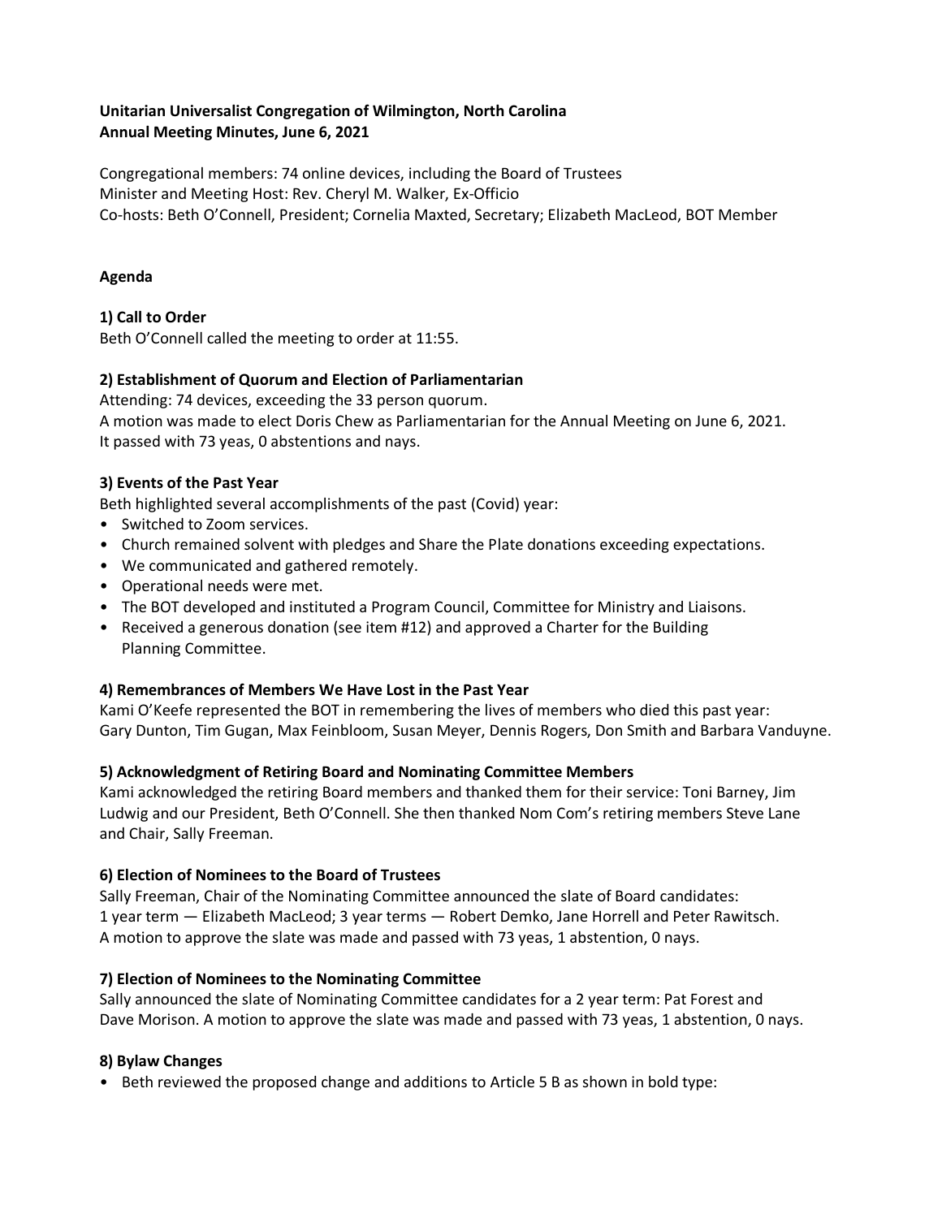**Unitarian Universalist Congregation of Wilmington, North Carolina**
**Annual Meeting Minutes, June 6, 2021**

Congregational members: 74 online devices, including the Board of Trustees
Minister and Meeting Host: Rev. Cheryl M. Walker, Ex-Officio
Co-hosts: Beth O'Connell, President; Cornelia Maxted, Secretary; Elizabeth MacLeod, BOT Member

**Agenda**

**1) Call to Order**
Beth O'Connell called the meeting to order at 11:55.

**2) Establishment of Quorum and Election of Parliamentarian**
Attending: 74 devices, exceeding the 33 person quorum.
A motion was made to elect Doris Chew as Parliamentarian for the Annual Meeting on June 6, 2021.
It passed with 73 yeas, 0 abstentions and nays.

**3) Events of the Past Year**
Beth highlighted several accomplishments of the past (Covid) year:

- Switched to Zoom services.
- Church remained solvent with pledges and Share the Plate donations exceeding expectations.
- We communicated and gathered remotely.
- Operational needs were met.
- The BOT developed and instituted a Program Council, Committee for Ministry and Liaisons.
- Received a generous donation (see item #12) and approved a Charter for the Building Planning Committee.

**4) Remembrances of Members We Have Lost in the Past Year**
Kami O'Keefe represented the BOT in remembering the lives of members who died this past year: Gary Dunton, Tim Gugan, Max Feinbloom, Susan Meyer, Dennis Rogers, Don Smith and Barbara Vanduyne.

**5) Acknowledgment of Retiring Board and Nominating Committee Members**
Kami acknowledged the retiring Board members and thanked them for their service: Toni Barney, Jim Ludwig and our President, Beth O'Connell. She then thanked Nom Com's retiring members Steve Lane and Chair, Sally Freeman.

**6) Election of Nominees to the Board of Trustees**
Sally Freeman, Chair of the Nominating Committee announced the slate of Board candidates:
1 year term — Elizabeth MacLeod; 3 year terms — Robert Demko, Jane Horrell and Peter Rawitsch.
A motion to approve the slate was made and passed with 73 yeas, 1 abstention, 0 nays.

**7) Election of Nominees to the Nominating Committee**
Sally announced the slate of Nominating Committee candidates for a 2 year term: Pat Forest and Dave Morison. A motion to approve the slate was made and passed with 73 yeas, 1 abstention, 0 nays.

**8) Bylaw Changes**

- Beth reviewed the proposed change and additions to Article 5 B as shown in bold type: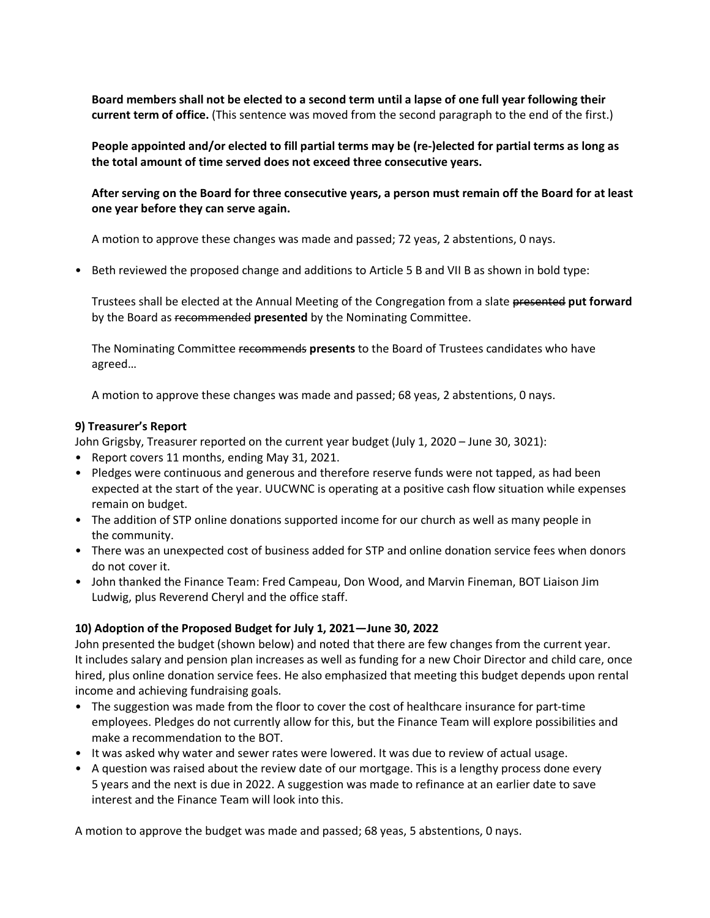**Board members shall not be elected to a second term until a lapse of one full year following their current term of office.** (This sentence was moved from the second paragraph to the end of the first.)

**People appointed and/or elected to fill partial terms may be (re-)elected for partial terms as long as the total amount of time served does not exceed three consecutive years.**

**After serving on the Board for three consecutive years, a person must remain off the Board for at least one year before they can serve again.**

A motion to approve these changes was made and passed; 72 yeas, 2 abstentions, 0 nays.

- Beth reviewed the proposed change and additions to Article 5 B and VII B as shown in bold type:

  Trustees shall be elected at the Annual Meeting of the Congregation from a slate ~~presented~~ **put forward** by the Board as ~~recommended~~ **presented** by the Nominating Committee.

  The Nominating Committee ~~recommends~~ **presents** to the Board of Trustees candidates who have agreed…

  A motion to approve these changes was made and passed; 68 yeas, 2 abstentions, 0 nays.

### 9) Treasurer's Report

John Grigsby, Treasurer reported on the current year budget (July 1, 2020 – June 30, 3021):

- Report covers 11 months, ending May 31, 2021.
- Pledges were continuous and generous and therefore reserve funds were not tapped, as had been expected at the start of the year. UUCWNC is operating at a positive cash flow situation while expenses remain on budget.
- The addition of STP online donations supported income for our church as well as many people in the community.
- There was an unexpected cost of business added for STP and online donation service fees when donors do not cover it.
- John thanked the Finance Team: Fred Campeau, Don Wood, and Marvin Fineman, BOT Liaison Jim Ludwig, plus Reverend Cheryl and the office staff.

### 10) Adoption of the Proposed Budget for July 1, 2021—June 30, 2022

John presented the budget (shown below) and noted that there are few changes from the current year. It includes salary and pension plan increases as well as funding for a new Choir Director and child care, once hired, plus online donation service fees. He also emphasized that meeting this budget depends upon rental income and achieving fundraising goals.

- The suggestion was made from the floor to cover the cost of healthcare insurance for part-time employees. Pledges do not currently allow for this, but the Finance Team will explore possibilities and make a recommendation to the BOT.
- It was asked why water and sewer rates were lowered. It was due to review of actual usage.
- A question was raised about the review date of our mortgage. This is a lengthy process done every 5 years and the next is due in 2022. A suggestion was made to refinance at an earlier date to save interest and the Finance Team will look into this.

A motion to approve the budget was made and passed; 68 yeas, 5 abstentions, 0 nays.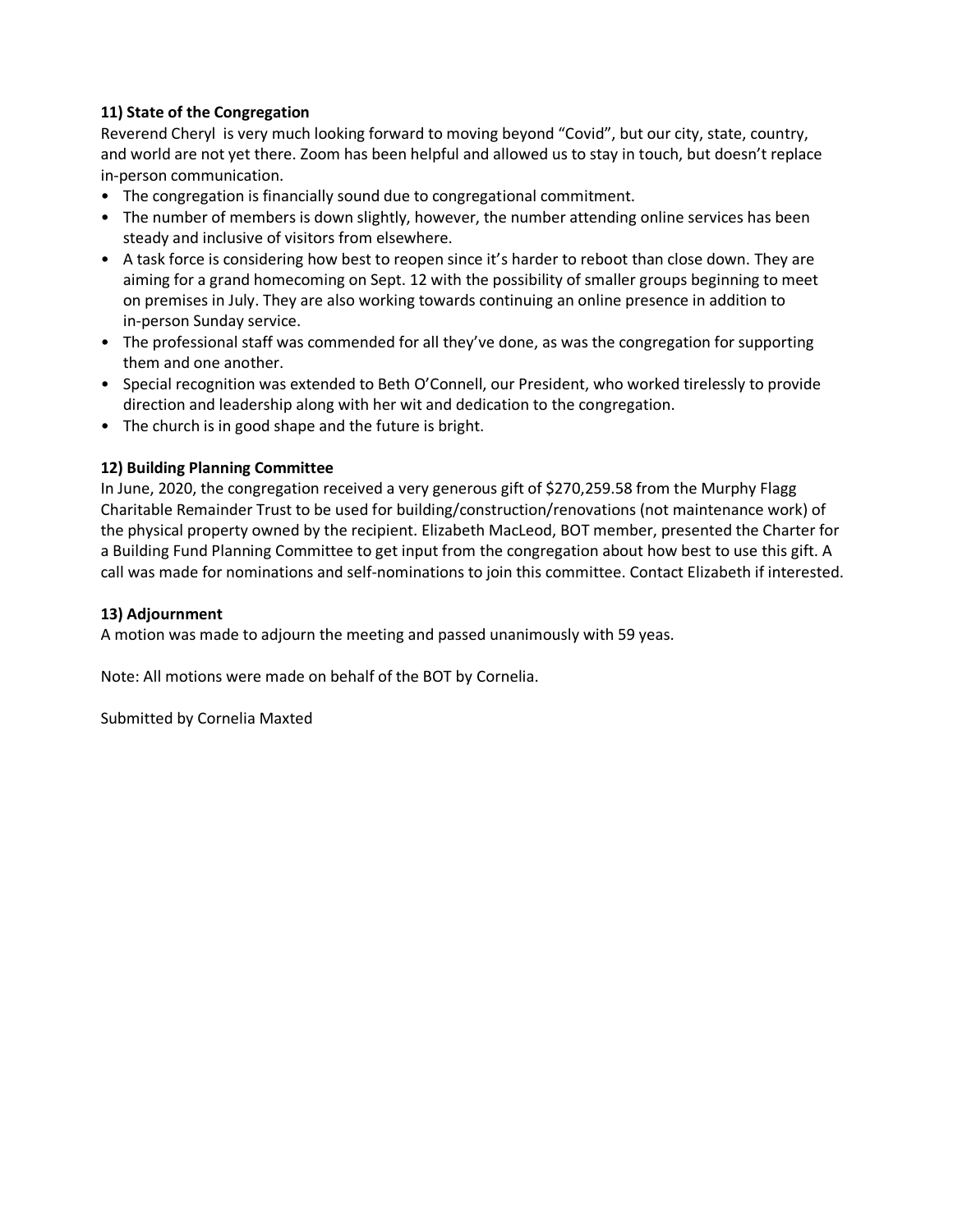**11) State of the Congregation**

Reverend Cheryl is very much looking forward to moving beyond "Covid", but our city, state, country, and world are not yet there. Zoom has been helpful and allowed us to stay in touch, but doesn't replace in-person communication.

- The congregation is financially sound due to congregational commitment.
- The number of members is down slightly, however, the number attending online services has been steady and inclusive of visitors from elsewhere.
- A task force is considering how best to reopen since it's harder to reboot than close down. They are aiming for a grand homecoming on Sept. 12 with the possibility of smaller groups beginning to meet on premises in July. They are also working towards continuing an online presence in addition to in-person Sunday service.
- The professional staff was commended for all they've done, as was the congregation for supporting them and one another.
- Special recognition was extended to Beth O'Connell, our President, who worked tirelessly to provide direction and leadership along with her wit and dedication to the congregation.
- The church is in good shape and the future is bright.

**12) Building Planning Committee**

In June, 2020, the congregation received a very generous gift of $270,259.58 from the Murphy Flagg Charitable Remainder Trust to be used for building/construction/renovations (not maintenance work) of the physical property owned by the recipient. Elizabeth MacLeod, BOT member, presented the Charter for a Building Fund Planning Committee to get input from the congregation about how best to use this gift. A call was made for nominations and self-nominations to join this committee. Contact Elizabeth if interested.

**13) Adjournment**

A motion was made to adjourn the meeting and passed unanimously with 59 yeas.

Note: All motions were made on behalf of the BOT by Cornelia.

Submitted by Cornelia Maxted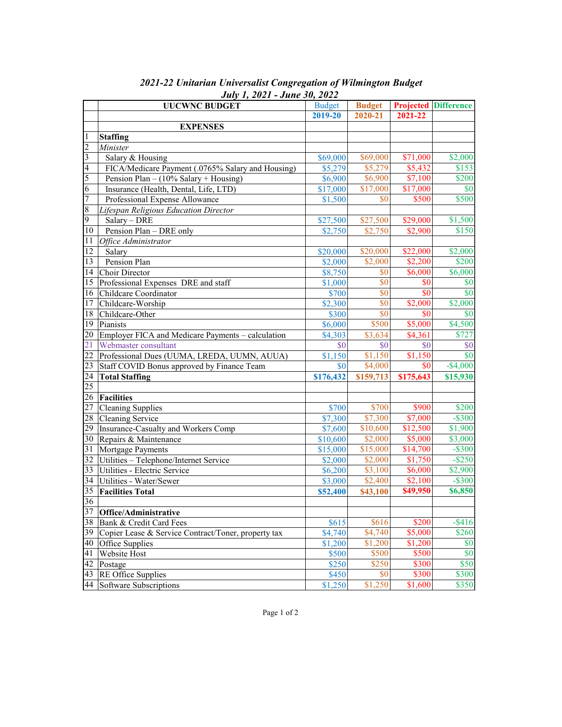## *2021-22 Unitarian Universalist Congregation of Wilmington Budget*
## *July 1, 2021 - June 30, 2022*

| | UUCWNC BUDGET | Budget | Budget | Projected | Difference |
|---|---|---|---|---|---|
| | | 2019-20 | 2020-21 | 2021-22 | |
| | **EXPENSES** | | | | |
| 1 | **Staffing** | | | | |
| 2 | *Minister* | | | | |
| 3 | Salary & Housing | $69,000 | $69,000 | $71,000 | $2,000 |
| 4 | FICA/Medicare Payment (.0765% Salary and Housing) | $5,279 | $5,279 | $5,432 | $153 |
| 5 | Pension Plan – (10% Salary + Housing) | $6,900 | $6,900 | $7,100 | $200 |
| 6 | Insurance (Health, Dental, Life, LTD) | $17,000 | $17,000 | $17,000 | $0 |
| 7 | Professional Expense Allowance | $1,500 | $0 | $500 | $500 |
| 8 | *Lifespan Religious Education Director* | | | | |
| 9 | Salary – DRE | $27,500 | $27,500 | $29,000 | $1,500 |
| 10 | Pension Plan – DRE only | $2,750 | $2,750 | $2,900 | $150 |
| 11 | *Office Administrator* | | | | |
| 12 | Salary | $20,000 | $20,000 | $22,000 | $2,000 |
| 13 | Pension Plan | $2,000 | $2,000 | $2,200 | $200 |
| 14 | Choir Director | $8,750 | $0 | $6,000 | $6,000 |
| 15 | Professional Expenses DRE and staff | $1,000 | $0 | $0 | $0 |
| 16 | Childcare Coordinator | $700 | $0 | $0 | $0 |
| 17 | Childcare-Worship | $2,300 | $0 | $2,000 | $2,000 |
| 18 | Childcare-Other | $300 | $0 | $0 | $0 |
| 19 | Pianists | $6,000 | $500 | $5,000 | $4,500 |
| 20 | Employer FICA and Medicare Payments – calculation | $4,303 | $3,634 | $4,361 | $727 |
| 21 | Webmaster consultant | $0 | $0 | $0 | $0 |
| 22 | Professional Dues (UUMA, LREDA, UUMN, AUUA) | $1,150 | $1,150 | $1,150 | $0 |
| 23 | Staff COVID Bonus approved by Finance Team | $0 | $4,000 | $0 | -$4,000 |
| 24 | **Total Staffing** | **$176,432** | **$159,713** | **$175,643** | **$15,930** |
| 25 | | | | | |
| 26 | **Facilities** | | | | |
| 27 | Cleaning Supplies | $700 | $700 | $900 | $200 |
| 28 | Cleaning Service | $7,300 | $7,300 | $7,000 | -$300 |
| 29 | Insurance-Casualty and Workers Comp | $7,600 | $10,600 | $12,500 | $1,900 |
| 30 | Repairs & Maintenance | $10,600 | $2,000 | $5,000 | $3,000 |
| 31 | Mortgage Payments | $15,000 | $15,000 | $14,700 | -$300 |
| 32 | Utilities – Telephone/Internet Service | $2,000 | $2,000 | $1,750 | -$250 |
| 33 | Utilities - Electric Service | $6,200 | $3,100 | $6,000 | $2,900 |
| 34 | Utilities - Water/Sewer | $3,000 | $2,400 | $2,100 | -$300 |
| 35 | **Facilities Total** | **$52,400** | **$43,100** | **$49,950** | **$6,850** |
| 36 | | | | | |
| 37 | **Office/Administrative** | | | | |
| 38 | Bank & Credit Card Fees | $615 | $616 | $200 | -$416 |
| 39 | Copier Lease & Service Contract/Toner, property tax | $4,740 | $4,740 | $5,000 | $260 |
| 40 | Office Supplies | $1,200 | $1,200 | $1,200 | $0 |
| 41 | Website Host | $500 | $500 | $500 | $0 |
| 42 | Postage | $250 | $250 | $300 | $50 |
| 43 | RE Office Supplies | $450 | $0 | $300 | $300 |
| 44 | Software Subscriptions | $1,250 | $1,250 | $1,600 | $350 |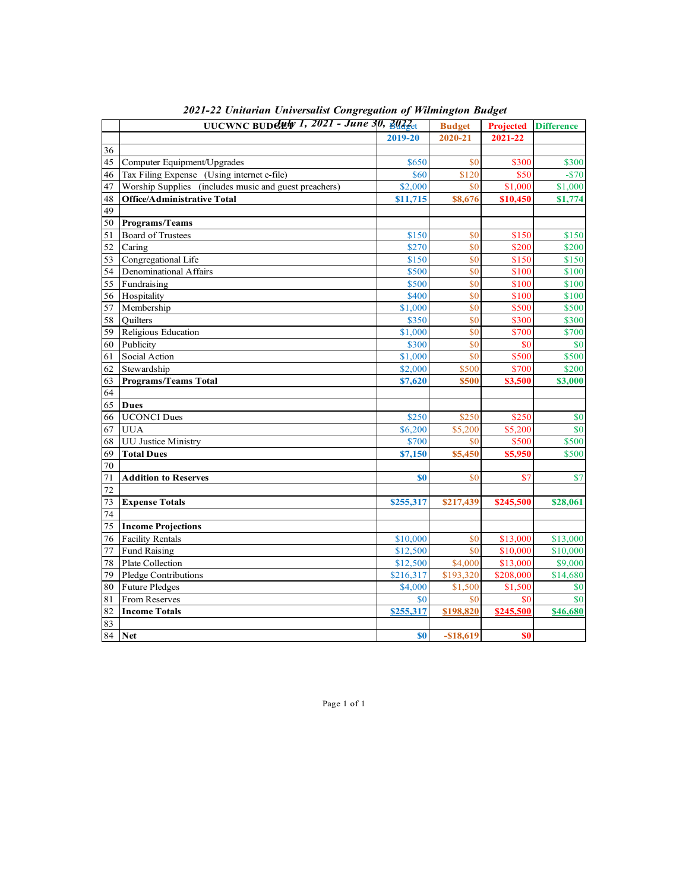# 2021-22 Unitarian Universalist Congregation of Wilmington Budget

*July 1, 2021 - June 30, 2022*

| | UUCWNC BUDGET | Budget 2019-20 | Budget 2020-21 | Projected 2021-22 | Difference |
|---|---|---|---|---|---|
| 36 | | | | | |
| 45 | Computer Equipment/Upgrades | $650 | $0 | $300 | $300 |
| 46 | Tax Filing Expense (Using internet e-file) | $60 | $120 | $50 | -$70 |
| 47 | Worship Supplies (includes music and guest preachers) | $2,000 | $0 | $1,000 | $1,000 |
| 48 | **Office/Administrative Total** | **$11,715** | **$8,676** | **$10,450** | **$1,774** |
| 49 | | | | | |
| 50 | **Programs/Teams** | | | | |
| 51 | Board of Trustees | $150 | $0 | $150 | $150 |
| 52 | Caring | $270 | $0 | $200 | $200 |
| 53 | Congregational Life | $150 | $0 | $150 | $150 |
| 54 | Denominational Affairs | $500 | $0 | $100 | $100 |
| 55 | Fundraising | $500 | $0 | $100 | $100 |
| 56 | Hospitality | $400 | $0 | $100 | $100 |
| 57 | Membership | $1,000 | $0 | $500 | $500 |
| 58 | Quilters | $350 | $0 | $300 | $300 |
| 59 | Religious Education | $1,000 | $0 | $700 | $700 |
| 60 | Publicity | $300 | $0 | $0 | $0 |
| 61 | Social Action | $1,000 | $0 | $500 | $500 |
| 62 | Stewardship | $2,000 | $500 | $700 | $200 |
| 63 | **Programs/Teams Total** | **$7,620** | **$500** | **$3,500** | **$3,000** |
| 64 | | | | | |
| 65 | **Dues** | | | | |
| 66 | UCONCI Dues | $250 | $250 | $250 | $0 |
| 67 | UUA | $6,200 | $5,200 | $5,200 | $0 |
| 68 | UU Justice Ministry | $700 | $0 | $500 | $500 |
| 69 | **Total Dues** | **$7,150** | **$5,450** | **$5,950** | $500 |
| 70 | | | | | |
| 71 | **Addition to Reserves** | **$0** | $0 | $7 | $7 |
| 72 | | | | | |
| 73 | **Expense Totals** | **$255,317** | **$217,439** | **$245,500** | **$28,061** |
| 74 | | | | | |
| 75 | **Income Projections** | | | | |
| 76 | Facility Rentals | $10,000 | $0 | $13,000 | $13,000 |
| 77 | Fund Raising | $12,500 | $0 | $10,000 | $10,000 |
| 78 | Plate Collection | $12,500 | $4,000 | $13,000 | $9,000 |
| 79 | Pledge Contributions | $216,317 | $193,320 | $208,000 | $14,680 |
| 80 | Future Pledges | $4,000 | $1,500 | $1,500 | $0 |
| 81 | From Reserves | $0 | $0 | $0 | $0 |
| 82 | **Income Totals** | **$255,317** | **$198,820** | **$245,500** | **$46,680** |
| 83 | | | | | |
| 84 | **Net** | **$0** | **-$18,619** | **$0** | |